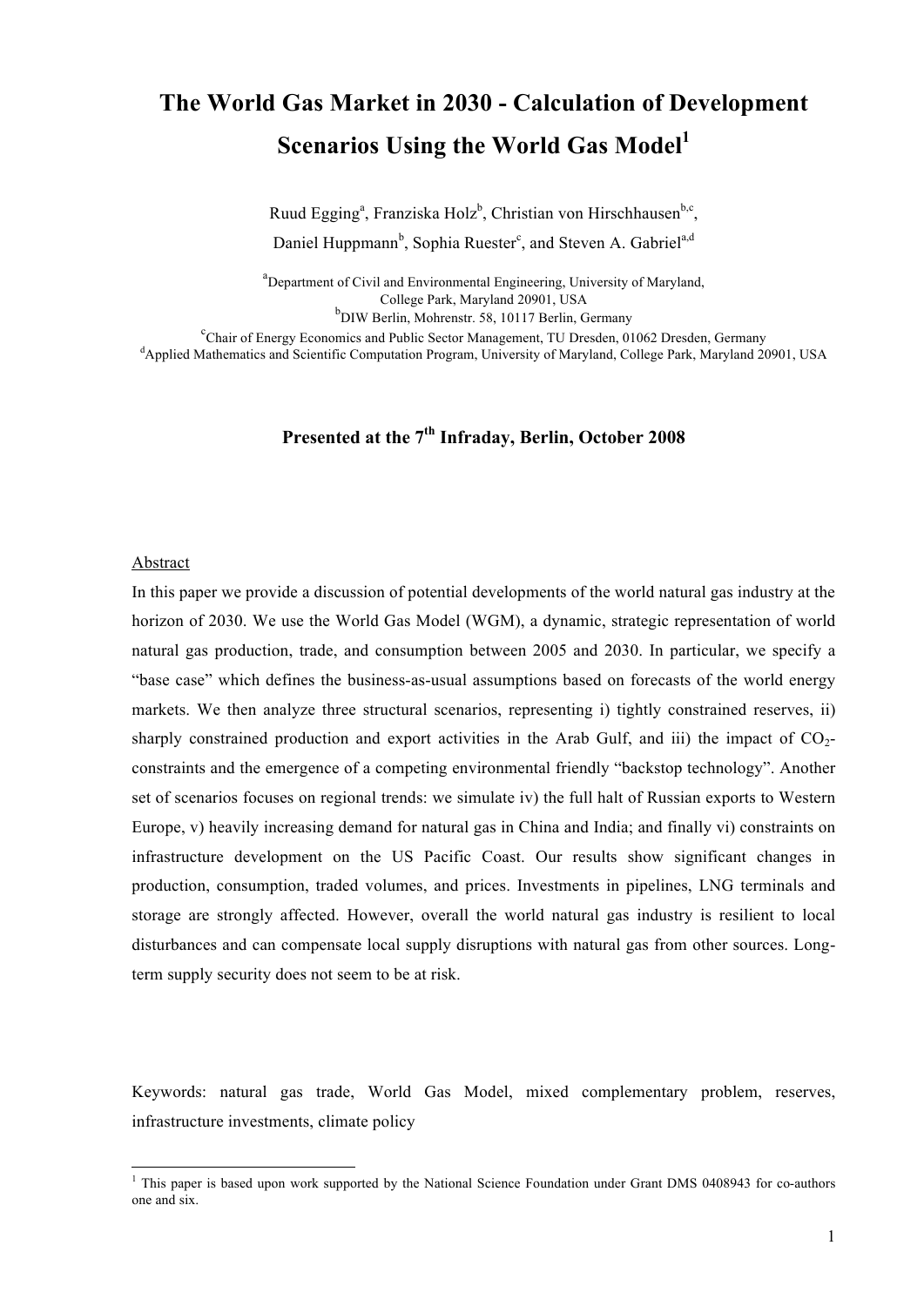# The World Gas Market in 2030 - Calculation of Development Scenarios Using the World Gas Model[1]

Ruud Egging[a], Franziska Holz[b], Christian von Hirschhausen[b,c], Daniel Huppmann[b], Sophia Ruester[c], and Steven A. Gabriel[a,d]

[a]Department of Civil and Environmental Engineering, University of Maryland, College Park, Maryland 20901, USA
[b]DIW Berlin, Mohrenstr. 58, 10117 Berlin, Germany
[c]Chair of Energy Economics and Public Sector Management, TU Dresden, 01062 Dresden, Germany
[d]Applied Mathematics and Scientific Computation Program, University of Maryland, College Park, Maryland 20901, USA

**Presented at the 7th Infraday, Berlin, October 2008**

## Abstract

In this paper we provide a discussion of potential developments of the world natural gas industry at the horizon of 2030. We use the World Gas Model (WGM), a dynamic, strategic representation of world natural gas production, trade, and consumption between 2005 and 2030. In particular, we specify a "base case" which defines the business-as-usual assumptions based on forecasts of the world energy markets. We then analyze three structural scenarios, representing i) tightly constrained reserves, ii) sharply constrained production and export activities in the Arab Gulf, and iii) the impact of $CO_2$-constraints and the emergence of a competing environmental friendly "backstop technology". Another set of scenarios focuses on regional trends: we simulate iv) the full halt of Russian exports to Western Europe, v) heavily increasing demand for natural gas in China and India; and finally vi) constraints on infrastructure development on the US Pacific Coast. Our results show significant changes in production, consumption, traded volumes, and prices. Investments in pipelines, LNG terminals and storage are strongly affected. However, overall the world natural gas industry is resilient to local disturbances and can compensate local supply disruptions with natural gas from other sources. Long-term supply security does not seem to be at risk.

Keywords: natural gas trade, World Gas Model, mixed complementary problem, reserves, infrastructure investments, climate policy

---

[1] This paper is based upon work supported by the National Science Foundation under Grant DMS 0408943 for co-authors one and six.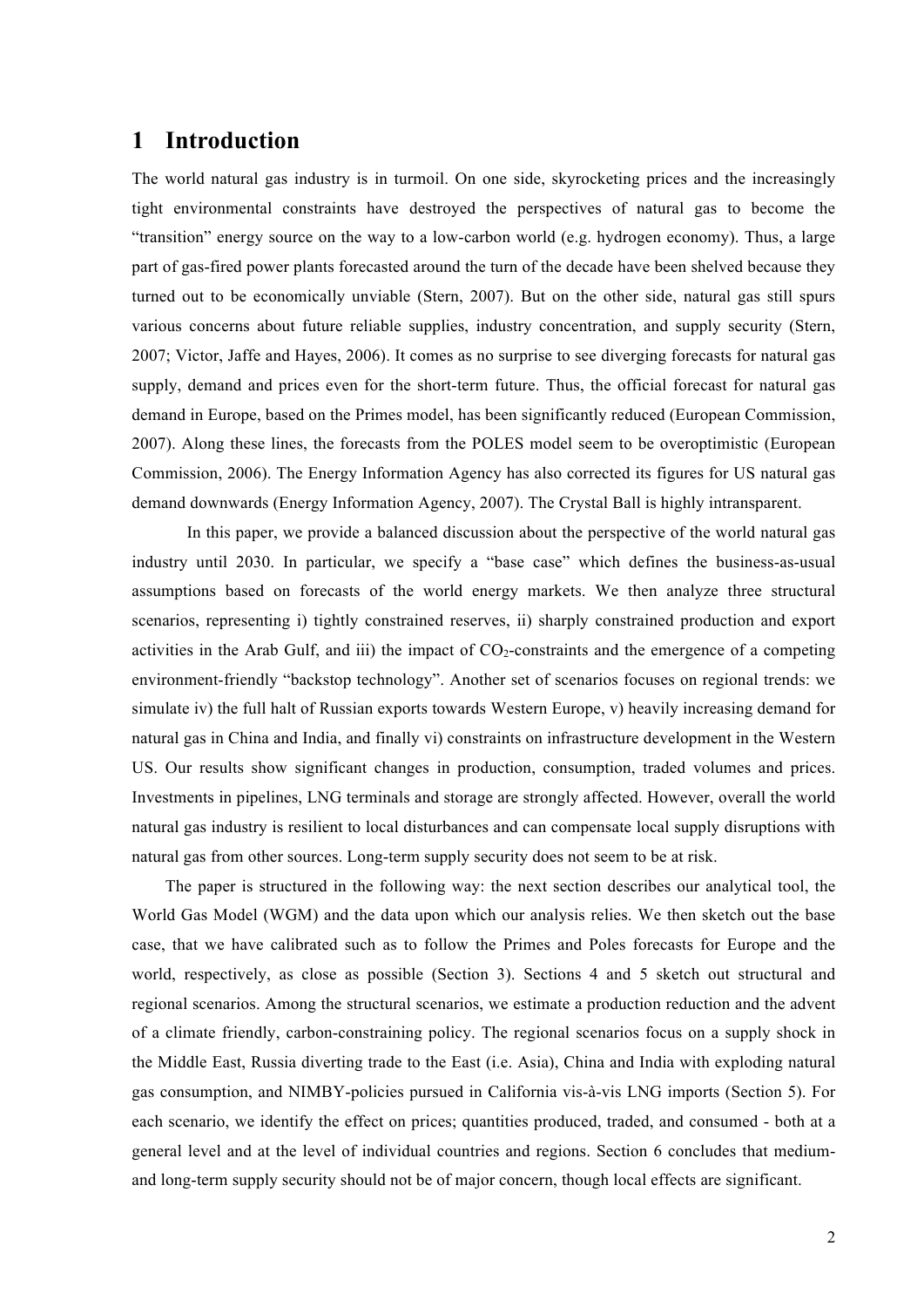# 1 Introduction

The world natural gas industry is in turmoil. On one side, skyrocketing prices and the increasingly tight environmental constraints have destroyed the perspectives of natural gas to become the "transition" energy source on the way to a low-carbon world (e.g. hydrogen economy). Thus, a large part of gas-fired power plants forecasted around the turn of the decade have been shelved because they turned out to be economically unviable (Stern, 2007). But on the other side, natural gas still spurs various concerns about future reliable supplies, industry concentration, and supply security (Stern, 2007; Victor, Jaffe and Hayes, 2006). It comes as no surprise to see diverging forecasts for natural gas supply, demand and prices even for the short-term future. Thus, the official forecast for natural gas demand in Europe, based on the Primes model, has been significantly reduced (European Commission, 2007). Along these lines, the forecasts from the POLES model seem to be overoptimistic (European Commission, 2006). The Energy Information Agency has also corrected its figures for US natural gas demand downwards (Energy Information Agency, 2007). The Crystal Ball is highly intransparent.

In this paper, we provide a balanced discussion about the perspective of the world natural gas industry until 2030. In particular, we specify a "base case" which defines the business-as-usual assumptions based on forecasts of the world energy markets. We then analyze three structural scenarios, representing i) tightly constrained reserves, ii) sharply constrained production and export activities in the Arab Gulf, and iii) the impact of $CO_2$-constraints and the emergence of a competing environment-friendly "backstop technology". Another set of scenarios focuses on regional trends: we simulate iv) the full halt of Russian exports towards Western Europe, v) heavily increasing demand for natural gas in China and India, and finally vi) constraints on infrastructure development in the Western US. Our results show significant changes in production, consumption, traded volumes and prices. Investments in pipelines, LNG terminals and storage are strongly affected. However, overall the world natural gas industry is resilient to local disturbances and can compensate local supply disruptions with natural gas from other sources. Long-term supply security does not seem to be at risk.

The paper is structured in the following way: the next section describes our analytical tool, the World Gas Model (WGM) and the data upon which our analysis relies. We then sketch out the base case, that we have calibrated such as to follow the Primes and Poles forecasts for Europe and the world, respectively, as close as possible (Section 3). Sections 4 and 5 sketch out structural and regional scenarios. Among the structural scenarios, we estimate a production reduction and the advent of a climate friendly, carbon-constraining policy. The regional scenarios focus on a supply shock in the Middle East, Russia diverting trade to the East (i.e. Asia), China and India with exploding natural gas consumption, and NIMBY-policies pursued in California vis-à-vis LNG imports (Section 5). For each scenario, we identify the effect on prices; quantities produced, traded, and consumed - both at a general level and at the level of individual countries and regions. Section 6 concludes that medium- and long-term supply security should not be of major concern, though local effects are significant.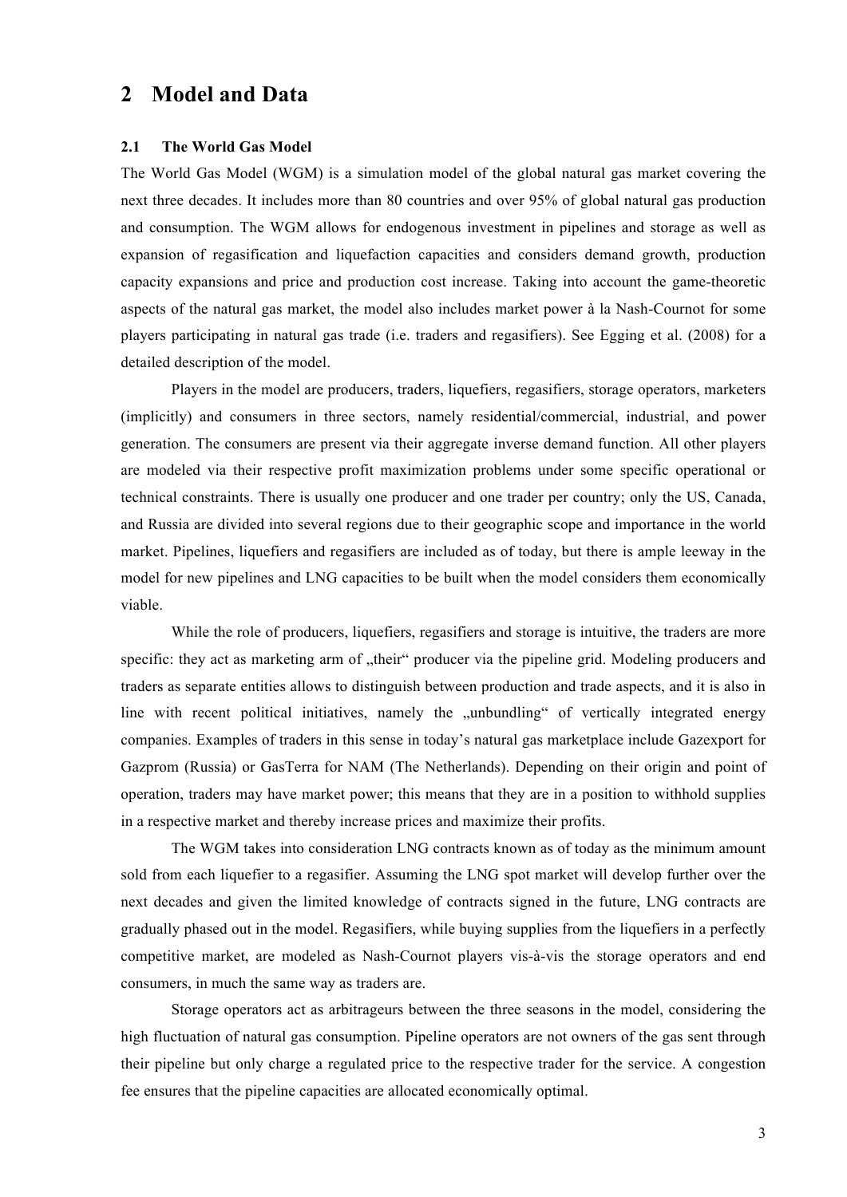# 2 Model and Data

## 2.1 The World Gas Model

The World Gas Model (WGM) is a simulation model of the global natural gas market covering the next three decades. It includes more than 80 countries and over 95% of global natural gas production and consumption. The WGM allows for endogenous investment in pipelines and storage as well as expansion of regasification and liquefaction capacities and considers demand growth, production capacity expansions and price and production cost increase. Taking into account the game-theoretic aspects of the natural gas market, the model also includes market power à la Nash-Cournot for some players participating in natural gas trade (i.e. traders and regasifiers). See Egging et al. (2008) for a detailed description of the model.

Players in the model are producers, traders, liquefiers, regasifiers, storage operators, marketers (implicitly) and consumers in three sectors, namely residential/commercial, industrial, and power generation. The consumers are present via their aggregate inverse demand function. All other players are modeled via their respective profit maximization problems under some specific operational or technical constraints. There is usually one producer and one trader per country; only the US, Canada, and Russia are divided into several regions due to their geographic scope and importance in the world market. Pipelines, liquefiers and regasifiers are included as of today, but there is ample leeway in the model for new pipelines and LNG capacities to be built when the model considers them economically viable.

While the role of producers, liquefiers, regasifiers and storage is intuitive, the traders are more specific: they act as marketing arm of „their" producer via the pipeline grid. Modeling producers and traders as separate entities allows to distinguish between production and trade aspects, and it is also in line with recent political initiatives, namely the „unbundling" of vertically integrated energy companies. Examples of traders in this sense in today's natural gas marketplace include Gazexport for Gazprom (Russia) or GasTerra for NAM (The Netherlands). Depending on their origin and point of operation, traders may have market power; this means that they are in a position to withhold supplies in a respective market and thereby increase prices and maximize their profits.

The WGM takes into consideration LNG contracts known as of today as the minimum amount sold from each liquefier to a regasifier. Assuming the LNG spot market will develop further over the next decades and given the limited knowledge of contracts signed in the future, LNG contracts are gradually phased out in the model. Regasifiers, while buying supplies from the liquefiers in a perfectly competitive market, are modeled as Nash-Cournot players vis-à-vis the storage operators and end consumers, in much the same way as traders are.

Storage operators act as arbitrageurs between the three seasons in the model, considering the high fluctuation of natural gas consumption. Pipeline operators are not owners of the gas sent through their pipeline but only charge a regulated price to the respective trader for the service. A congestion fee ensures that the pipeline capacities are allocated economically optimal.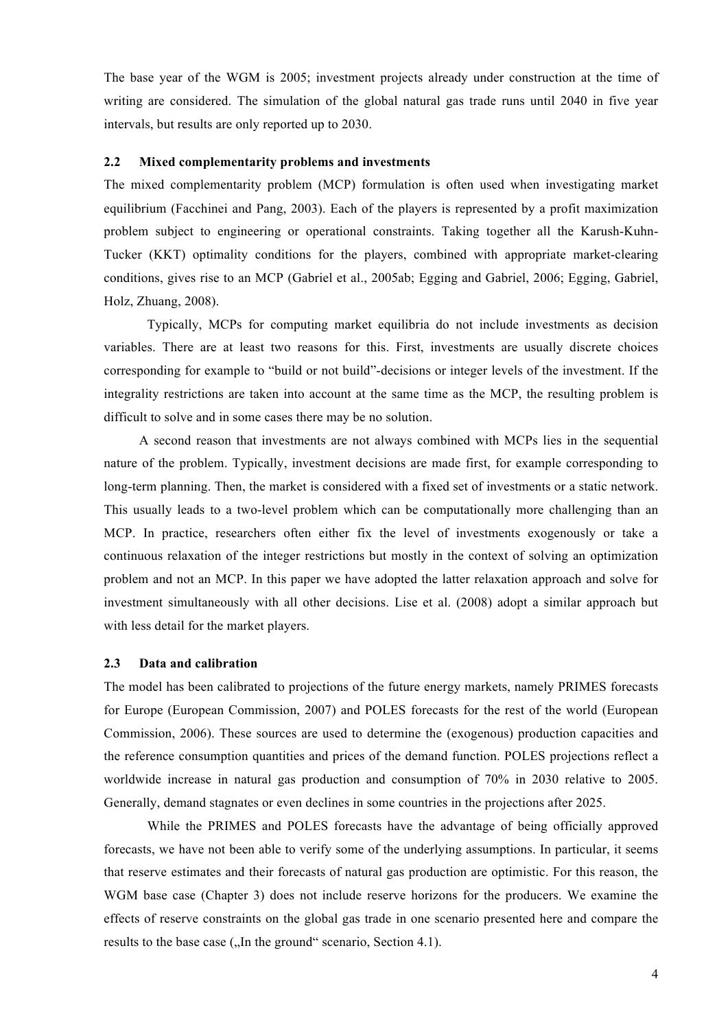The base year of the WGM is 2005; investment projects already under construction at the time of writing are considered. The simulation of the global natural gas trade runs until 2040 in five year intervals, but results are only reported up to 2030.

### 2.2 Mixed complementarity problems and investments

The mixed complementarity problem (MCP) formulation is often used when investigating market equilibrium (Facchinei and Pang, 2003). Each of the players is represented by a profit maximization problem subject to engineering or operational constraints. Taking together all the Karush-Kuhn-Tucker (KKT) optimality conditions for the players, combined with appropriate market-clearing conditions, gives rise to an MCP (Gabriel et al., 2005ab; Egging and Gabriel, 2006; Egging, Gabriel, Holz, Zhuang, 2008).

Typically, MCPs for computing market equilibria do not include investments as decision variables. There are at least two reasons for this. First, investments are usually discrete choices corresponding for example to "build or not build"-decisions or integer levels of the investment. If the integrality restrictions are taken into account at the same time as the MCP, the resulting problem is difficult to solve and in some cases there may be no solution.

A second reason that investments are not always combined with MCPs lies in the sequential nature of the problem. Typically, investment decisions are made first, for example corresponding to long-term planning. Then, the market is considered with a fixed set of investments or a static network. This usually leads to a two-level problem which can be computationally more challenging than an MCP. In practice, researchers often either fix the level of investments exogenously or take a continuous relaxation of the integer restrictions but mostly in the context of solving an optimization problem and not an MCP. In this paper we have adopted the latter relaxation approach and solve for investment simultaneously with all other decisions. Lise et al. (2008) adopt a similar approach but with less detail for the market players.

### 2.3 Data and calibration

The model has been calibrated to projections of the future energy markets, namely PRIMES forecasts for Europe (European Commission, 2007) and POLES forecasts for the rest of the world (European Commission, 2006). These sources are used to determine the (exogenous) production capacities and the reference consumption quantities and prices of the demand function. POLES projections reflect a worldwide increase in natural gas production and consumption of 70% in 2030 relative to 2005. Generally, demand stagnates or even declines in some countries in the projections after 2025.

While the PRIMES and POLES forecasts have the advantage of being officially approved forecasts, we have not been able to verify some of the underlying assumptions. In particular, it seems that reserve estimates and their forecasts of natural gas production are optimistic. For this reason, the WGM base case (Chapter 3) does not include reserve horizons for the producers. We examine the effects of reserve constraints on the global gas trade in one scenario presented here and compare the results to the base case („In the ground" scenario, Section 4.1).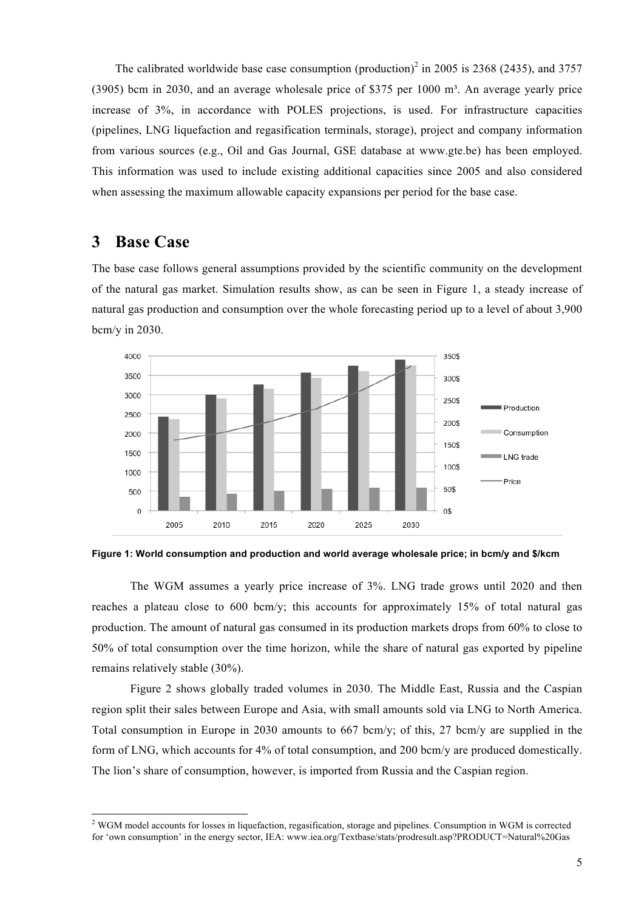The calibrated worldwide base case consumption (production)[2] in 2005 is 2368 (2435), and 3757 (3905) bcm in 2030, and an average wholesale price of \$375 per 1000 m³. An average yearly price increase of 3%, in accordance with POLES projections, is used. For infrastructure capacities (pipelines, LNG liquefaction and regasification terminals, storage), project and company information from various sources (e.g., Oil and Gas Journal, GSE database at www.gte.be) has been employed. This information was used to include existing additional capacities since 2005 and also considered when assessing the maximum allowable capacity expansions per period for the base case.

# 3 Base Case

The base case follows general assumptions provided by the scientific community on the development of the natural gas market. Simulation results show, as can be seen in Figure 1, a steady increase of natural gas production and consumption over the whole forecasting period up to a level of about 3,900 bcm/y in 2030.

**Figure 1: World consumption and production and world average wholesale price; in bcm/y and \$/kcm**

The WGM assumes a yearly price increase of 3%. LNG trade grows until 2020 and then reaches a plateau close to 600 bcm/y; this accounts for approximately 15% of total natural gas production. The amount of natural gas consumed in its production markets drops from 60% to close to 50% of total consumption over the time horizon, while the share of natural gas exported by pipeline remains relatively stable (30%).

Figure 2 shows globally traded volumes in 2030. The Middle East, Russia and the Caspian region split their sales between Europe and Asia, with small amounts sold via LNG to North America. Total consumption in Europe in 2030 amounts to 667 bcm/y; of this, 27 bcm/y are supplied in the form of LNG, which accounts for 4% of total consumption, and 200 bcm/y are produced domestically. The lion's share of consumption, however, is imported from Russia and the Caspian region.

[2] WGM model accounts for losses in liquefaction, regasification, storage and pipelines. Consumption in WGM is corrected for 'own consumption' in the energy sector, IEA: www.iea.org/Textbase/stats/prodresult.asp?PRODUCT=Natural%20Gas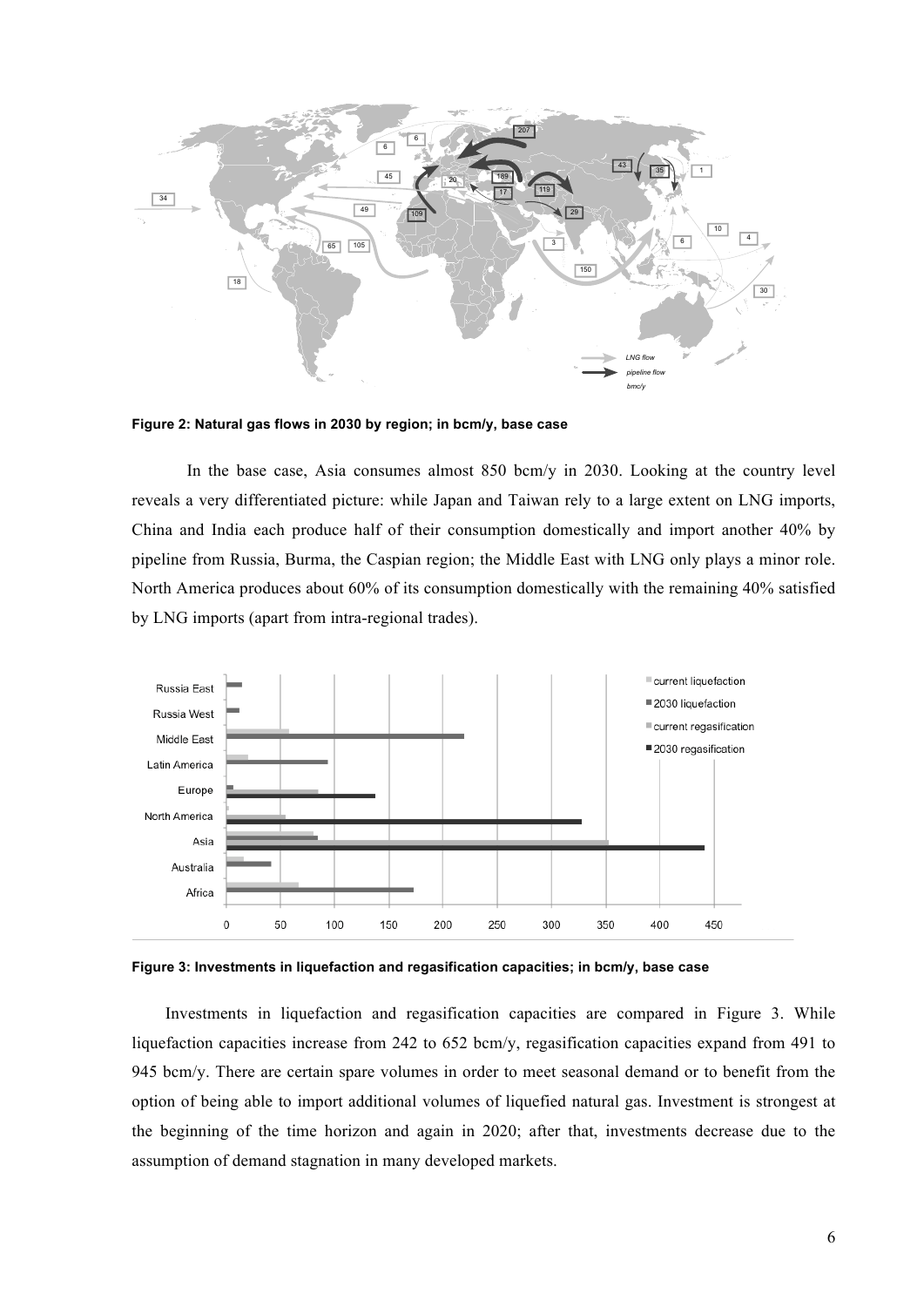**Figure 2: Natural gas flows in 2030 by region; in bcm/y, base case**

In the base case, Asia consumes almost 850 bcm/y in 2030. Looking at the country level reveals a very differentiated picture: while Japan and Taiwan rely to a large extent on LNG imports, China and India each produce half of their consumption domestically and import another 40% by pipeline from Russia, Burma, the Caspian region; the Middle East with LNG only plays a minor role. North America produces about 60% of its consumption domestically with the remaining 40% satisfied by LNG imports (apart from intra-regional trades).

**Figure 3: Investments in liquefaction and regasification capacities; in bcm/y, base case**

Investments in liquefaction and regasification capacities are compared in Figure 3. While liquefaction capacities increase from 242 to 652 bcm/y, regasification capacities expand from 491 to 945 bcm/y. There are certain spare volumes in order to meet seasonal demand or to benefit from the option of being able to import additional volumes of liquefied natural gas. Investment is strongest at the beginning of the time horizon and again in 2020; after that, investments decrease due to the assumption of demand stagnation in many developed markets.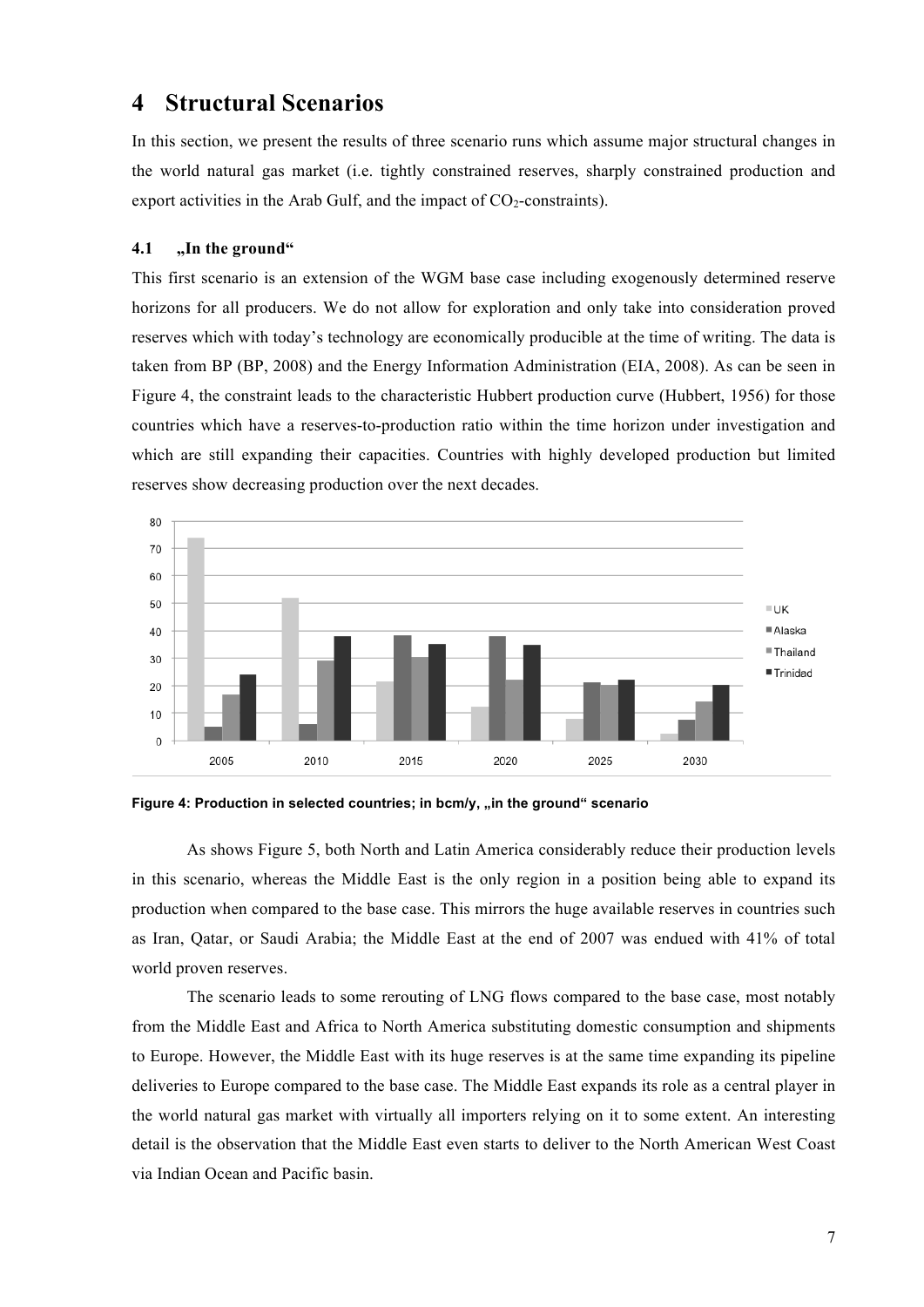# 4 Structural Scenarios

In this section, we present the results of three scenario runs which assume major structural changes in the world natural gas market (i.e. tightly constrained reserves, sharply constrained production and export activities in the Arab Gulf, and the impact of $CO_2$-constraints).

## 4.1 „In the ground“

This first scenario is an extension of the WGM base case including exogenously determined reserve horizons for all producers. We do not allow for exploration and only take into consideration proved reserves which with today's technology are economically producible at the time of writing. The data is taken from BP (BP, 2008) and the Energy Information Administration (EIA, 2008). As can be seen in Figure 4, the constraint leads to the characteristic Hubbert production curve (Hubbert, 1956) for those countries which have a reserves-to-production ratio within the time horizon under investigation and which are still expanding their capacities. Countries with highly developed production but limited reserves show decreasing production over the next decades.

**Figure 4: Production in selected countries; in bcm/y, „in the ground“ scenario**

As shows Figure 5, both North and Latin America considerably reduce their production levels in this scenario, whereas the Middle East is the only region in a position being able to expand its production when compared to the base case. This mirrors the huge available reserves in countries such as Iran, Qatar, or Saudi Arabia; the Middle East at the end of 2007 was endued with 41% of total world proven reserves.

The scenario leads to some rerouting of LNG flows compared to the base case, most notably from the Middle East and Africa to North America substituting domestic consumption and shipments to Europe. However, the Middle East with its huge reserves is at the same time expanding its pipeline deliveries to Europe compared to the base case. The Middle East expands its role as a central player in the world natural gas market with virtually all importers relying on it to some extent. An interesting detail is the observation that the Middle East even starts to deliver to the North American West Coast via Indian Ocean and Pacific basin.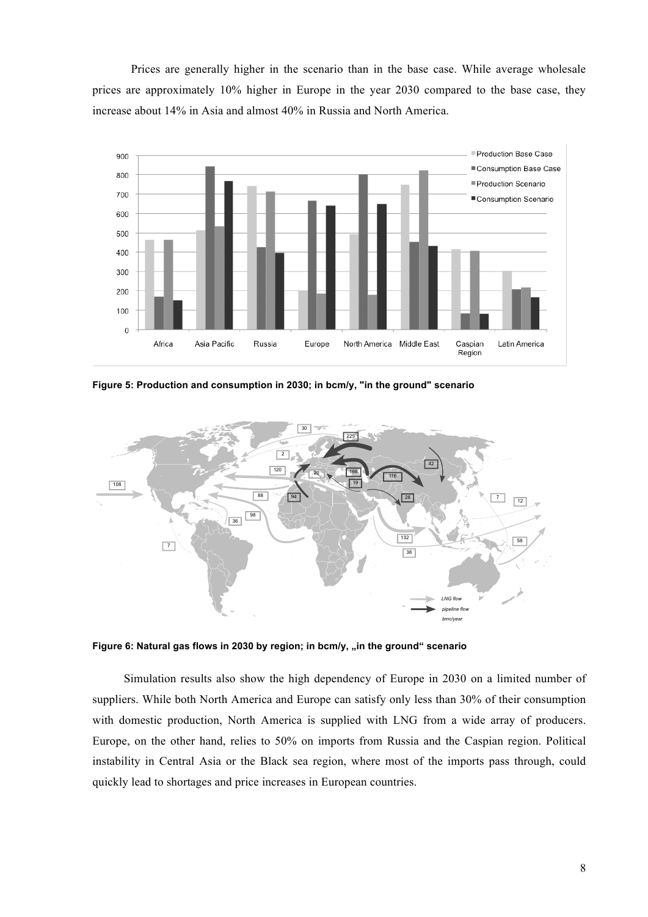Prices are generally higher in the scenario than in the base case. While average wholesale prices are approximately 10% higher in Europe in the year 2030 compared to the base case, they increase about 14% in Asia and almost 40% in Russia and North America.

**Figure 5: Production and consumption in 2030; in bcm/y, "in the ground" scenario**

**Figure 6: Natural gas flows in 2030 by region; in bcm/y, „in the ground" scenario**

Simulation results also show the high dependency of Europe in 2030 on a limited number of suppliers. While both North America and Europe can satisfy only less than 30% of their consumption with domestic production, North America is supplied with LNG from a wide array of producers. Europe, on the other hand, relies to 50% on imports from Russia and the Caspian region. Political instability in Central Asia or the Black sea region, where most of the imports pass through, could quickly lead to shortages and price increases in European countries.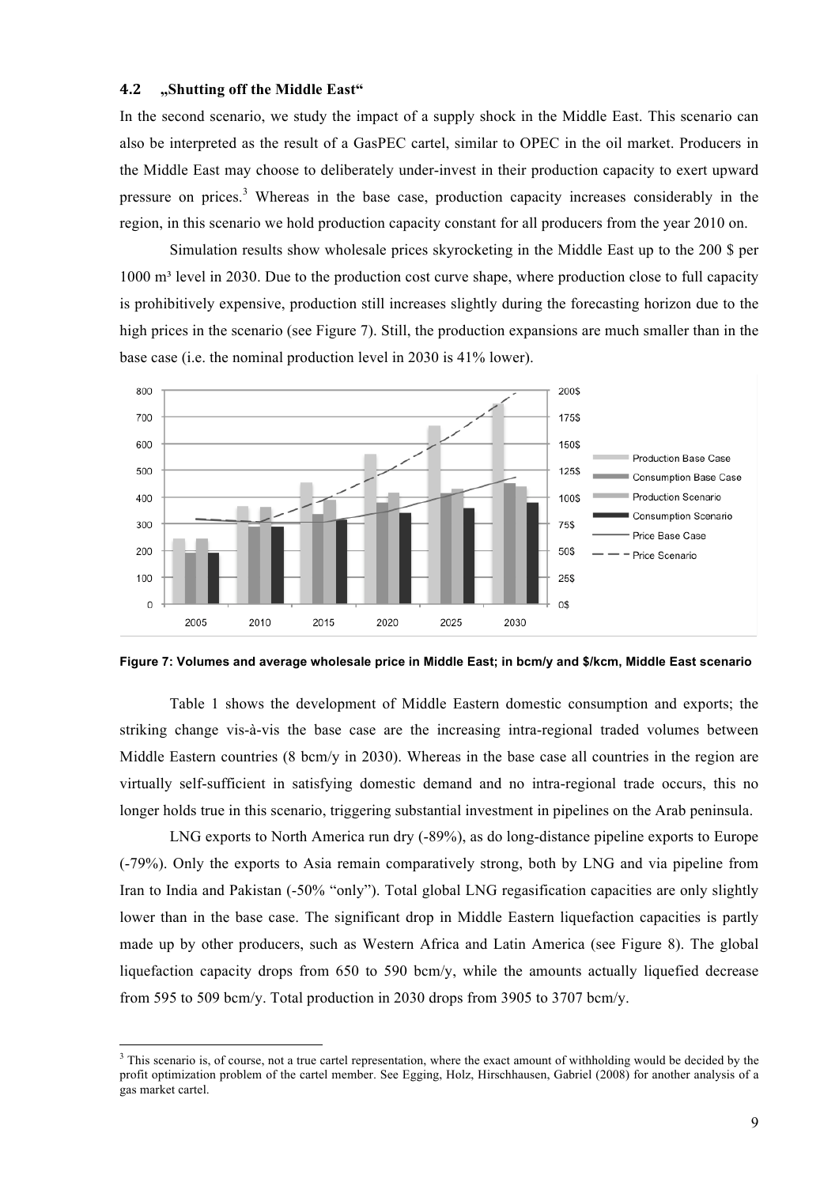### 4.2 „Shutting off the Middle East“

In the second scenario, we study the impact of a supply shock in the Middle East. This scenario can also be interpreted as the result of a GasPEC cartel, similar to OPEC in the oil market. Producers in the Middle East may choose to deliberately under-invest in their production capacity to exert upward pressure on prices.[3] Whereas in the base case, production capacity increases considerably in the region, in this scenario we hold production capacity constant for all producers from the year 2010 on.

Simulation results show wholesale prices skyrocketing in the Middle East up to the 200 \$ per 1000 m³ level in 2030. Due to the production cost curve shape, where production close to full capacity is prohibitively expensive, production still increases slightly during the forecasting horizon due to the high prices in the scenario (see Figure 7). Still, the production expansions are much smaller than in the base case (i.e. the nominal production level in 2030 is 41% lower).

**Figure 7: Volumes and average wholesale price in Middle East; in bcm/y and \$/kcm, Middle East scenario**

Table 1 shows the development of Middle Eastern domestic consumption and exports; the striking change vis-à-vis the base case are the increasing intra-regional traded volumes between Middle Eastern countries (8 bcm/y in 2030). Whereas in the base case all countries in the region are virtually self-sufficient in satisfying domestic demand and no intra-regional trade occurs, this no longer holds true in this scenario, triggering substantial investment in pipelines on the Arab peninsula.

LNG exports to North America run dry (-89%), as do long-distance pipeline exports to Europe (-79%). Only the exports to Asia remain comparatively strong, both by LNG and via pipeline from Iran to India and Pakistan (-50% "only"). Total global LNG regasification capacities are only slightly lower than in the base case. The significant drop in Middle Eastern liquefaction capacities is partly made up by other producers, such as Western Africa and Latin America (see Figure 8). The global liquefaction capacity drops from 650 to 590 bcm/y, while the amounts actually liquefied decrease from 595 to 509 bcm/y. Total production in 2030 drops from 3905 to 3707 bcm/y.

[3] This scenario is, of course, not a true cartel representation, where the exact amount of withholding would be decided by the profit optimization problem of the cartel member. See Egging, Holz, Hirschhausen, Gabriel (2008) for another analysis of a gas market cartel.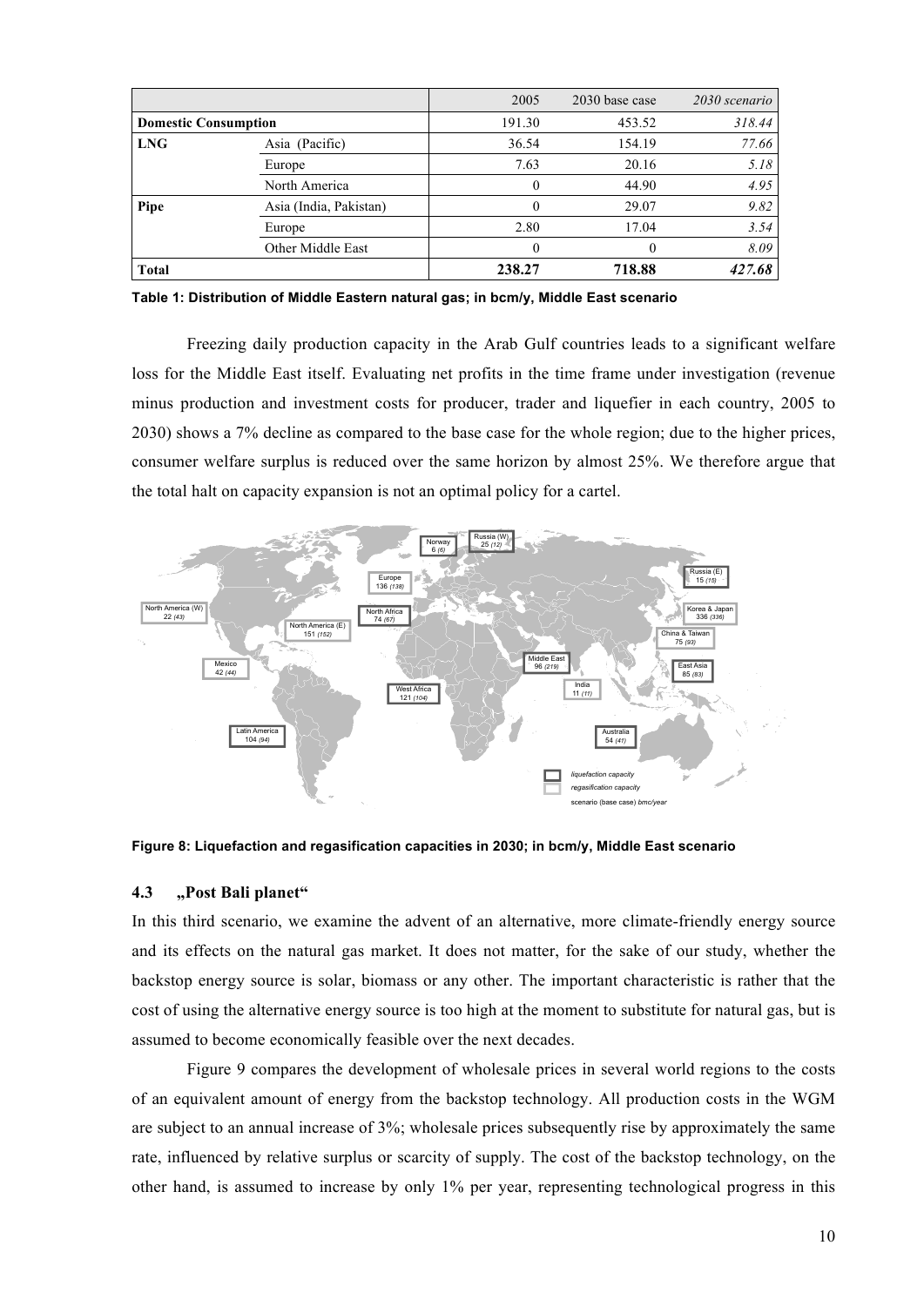| | | 2005 | 2030 base case | *2030 scenario* |
|---|---|---|---|---|
| **Domestic Consumption** | | 191.30 | 453.52 | *318.44* |
| **LNG** | Asia (Pacific) | 36.54 | 154.19 | *77.66* |
| | Europe | 7.63 | 20.16 | *5.18* |
| | North America | 0 | 44.90 | *4.95* |
| **Pipe** | Asia (India, Pakistan) | 0 | 29.07 | *9.82* |
| | Europe | 2.80 | 17.04 | *3.54* |
| | Other Middle East | 0 | 0 | *8.09* |
| **Total** | | **238.27** | **718.88** | ***427.68*** |

**Table 1: Distribution of Middle Eastern natural gas; in bcm/y, Middle East scenario**

Freezing daily production capacity in the Arab Gulf countries leads to a significant welfare loss for the Middle East itself. Evaluating net profits in the time frame under investigation (revenue minus production and investment costs for producer, trader and liquefier in each country, 2005 to 2030) shows a 7% decline as compared to the base case for the whole region; due to the higher prices, consumer welfare surplus is reduced over the same horizon by almost 25%. We therefore argue that the total halt on capacity expansion is not an optimal policy for a cartel.

**Figure 8: Liquefaction and regasification capacities in 2030; in bcm/y, Middle East scenario**

### 4.3 „Post Bali planet"

In this third scenario, we examine the advent of an alternative, more climate-friendly energy source and its effects on the natural gas market. It does not matter, for the sake of our study, whether the backstop energy source is solar, biomass or any other. The important characteristic is rather that the cost of using the alternative energy source is too high at the moment to substitute for natural gas, but is assumed to become economically feasible over the next decades.

Figure 9 compares the development of wholesale prices in several world regions to the costs of an equivalent amount of energy from the backstop technology. All production costs in the WGM are subject to an annual increase of 3%; wholesale prices subsequently rise by approximately the same rate, influenced by relative surplus or scarcity of supply. The cost of the backstop technology, on the other hand, is assumed to increase by only 1% per year, representing technological progress in this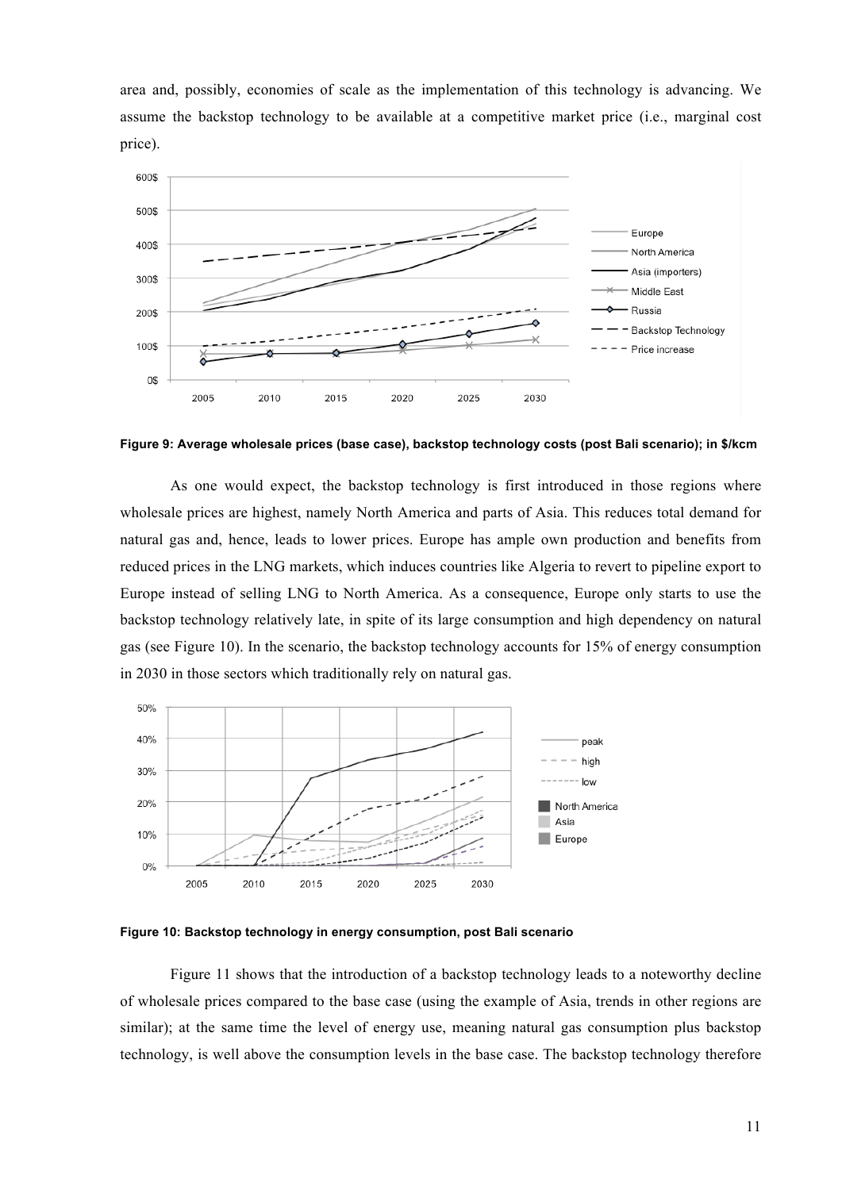area and, possibly, economies of scale as the implementation of this technology is advancing. We assume the backstop technology to be available at a competitive market price (i.e., marginal cost price).

**Figure 9: Average wholesale prices (base case), backstop technology costs (post Bali scenario); in $/kcm**

As one would expect, the backstop technology is first introduced in those regions where wholesale prices are highest, namely North America and parts of Asia. This reduces total demand for natural gas and, hence, leads to lower prices. Europe has ample own production and benefits from reduced prices in the LNG markets, which induces countries like Algeria to revert to pipeline export to Europe instead of selling LNG to North America. As a consequence, Europe only starts to use the backstop technology relatively late, in spite of its large consumption and high dependency on natural gas (see Figure 10). In the scenario, the backstop technology accounts for 15% of energy consumption in 2030 in those sectors which traditionally rely on natural gas.

**Figure 10: Backstop technology in energy consumption, post Bali scenario**

Figure 11 shows that the introduction of a backstop technology leads to a noteworthy decline of wholesale prices compared to the base case (using the example of Asia, trends in other regions are similar); at the same time the level of energy use, meaning natural gas consumption plus backstop technology, is well above the consumption levels in the base case. The backstop technology therefore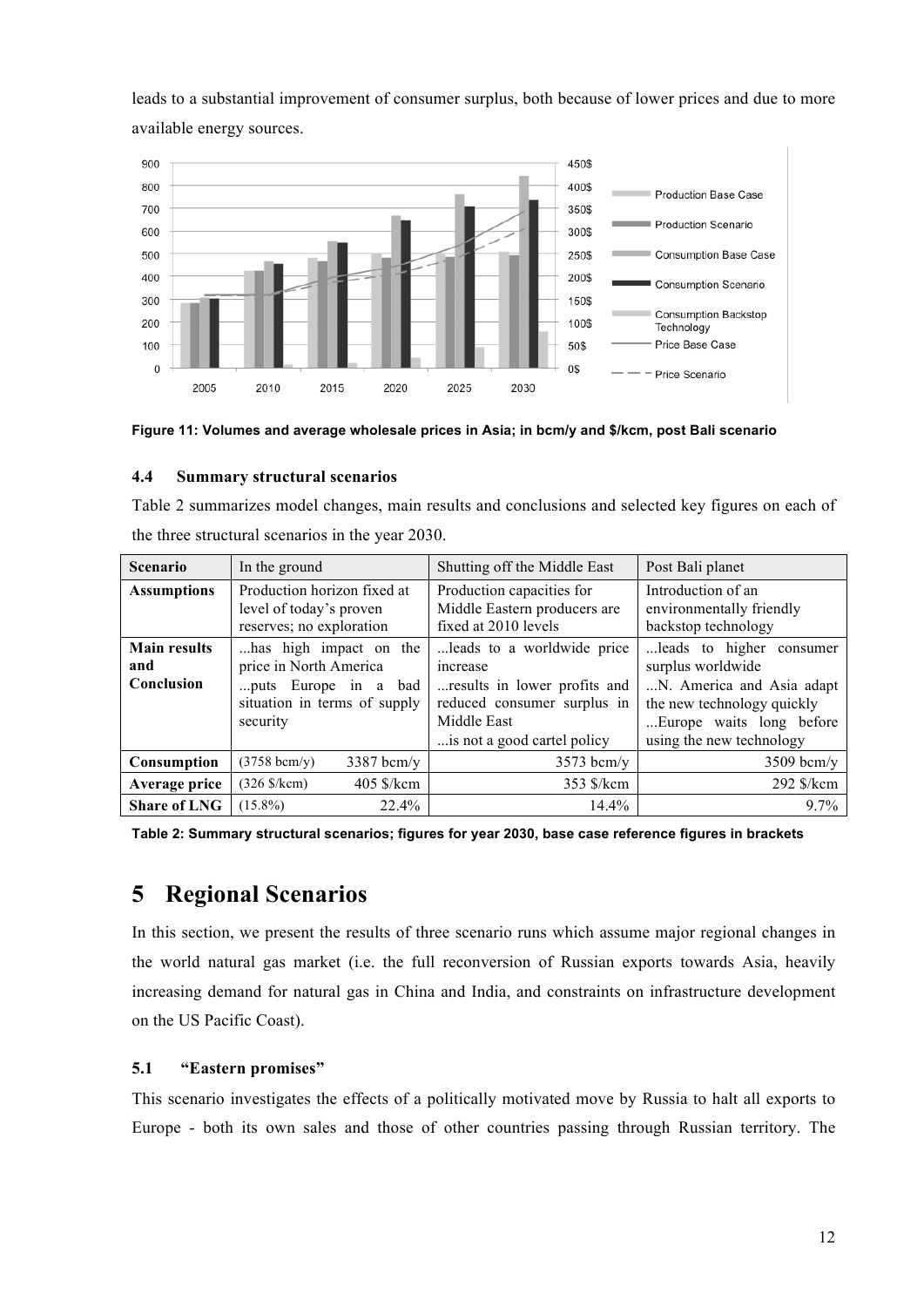leads to a substantial improvement of consumer surplus, both because of lower prices and due to more available energy sources.

**Figure 11: Volumes and average wholesale prices in Asia; in bcm/y and $/kcm, post Bali scenario**

### 4.4 Summary structural scenarios

Table 2 summarizes model changes, main results and conclusions and selected key figures on each of the three structural scenarios in the year 2030.

| Scenario | In the ground | Shutting off the Middle East | Post Bali planet |
|---|---|---|---|
| **Assumptions** | Production horizon fixed at level of today's proven reserves; no exploration | Production capacities for Middle Eastern producers are fixed at 2010 levels | Introduction of an environmentally friendly backstop technology |
| **Main results and Conclusion** | ...has high impact on the price in North America<br>...puts Europe in a bad situation in terms of supply security | ...leads to a worldwide price increase<br>...results in lower profits and reduced consumer surplus in Middle East<br>...is not a good cartel policy | ...leads to higher consumer surplus worldwide<br>...N. America and Asia adapt the new technology quickly<br>...Europe waits long before using the new technology |
| **Consumption** | (3758 bcm/y) 3387 bcm/y | 3573 bcm/y | 3509 bcm/y |
| **Average price** | (326 $/kcm) 405 $/kcm | 353 $/kcm | 292 $/kcm |
| **Share of LNG** | (15.8%) 22.4% | 14.4% | 9.7% |

**Table 2: Summary structural scenarios; figures for year 2030, base case reference figures in brackets**

# 5 Regional Scenarios

In this section, we present the results of three scenario runs which assume major regional changes in the world natural gas market (i.e. the full reconversion of Russian exports towards Asia, heavily increasing demand for natural gas in China and India, and constraints on infrastructure development on the US Pacific Coast).

### 5.1 "Eastern promises"

This scenario investigates the effects of a politically motivated move by Russia to halt all exports to Europe - both its own sales and those of other countries passing through Russian territory. The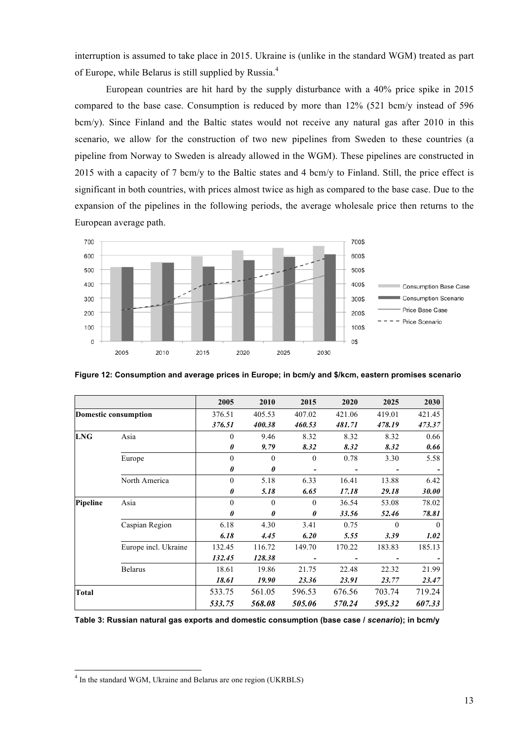interruption is assumed to take place in 2015. Ukraine is (unlike in the standard WGM) treated as part of Europe, while Belarus is still supplied by Russia.[4]

European countries are hit hard by the supply disturbance with a 40% price spike in 2015 compared to the base case. Consumption is reduced by more than 12% (521 bcm/y instead of 596 bcm/y). Since Finland and the Baltic states would not receive any natural gas after 2010 in this scenario, we allow for the construction of two new pipelines from Sweden to these countries (a pipeline from Norway to Sweden is already allowed in the WGM). These pipelines are constructed in 2015 with a capacity of 7 bcm/y to the Baltic states and 4 bcm/y to Finland. Still, the price effect is significant in both countries, with prices almost twice as high as compared to the base case. Due to the expansion of the pipelines in the following periods, the average wholesale price then returns to the European average path.

**Figure 12: Consumption and average prices in Europe; in bcm/y and $/kcm, eastern promises scenario**

| | | 2005 | 2010 | 2015 | 2020 | 2025 | 2030 |
|---|---|---|---|---|---|---|---|
| **Domestic consumption** | | 376.51 | 405.53 | 407.02 | 421.06 | 419.01 | 421.45 |
| | | ***376.51*** | ***400.38*** | ***460.53*** | ***481.71*** | ***478.19*** | ***473.37*** |
| **LNG** | Asia | 0 | 9.46 | 8.32 | 8.32 | 8.32 | 0.66 |
| | | ***0*** | ***9.79*** | ***8.32*** | ***8.32*** | ***8.32*** | ***0.66*** |
| | Europe | 0 | 0 | 0 | 0.78 | 3.30 | 5.58 |
| | | ***0*** | ***0*** | - | - | - | - |
| | North America | 0 | 5.18 | 6.33 | 16.41 | 13.88 | 6.42 |
| | | ***0*** | ***5.18*** | ***6.65*** | ***17.18*** | ***29.18*** | ***30.00*** |
| **Pipeline** | Asia | 0 | 0 | 0 | 36.54 | 53.08 | 78.02 |
| | | ***0*** | ***0*** | ***0*** | ***33.56*** | ***52.46*** | ***78.81*** |
| | Caspian Region | 6.18 | 4.30 | 3.41 | 0.75 | 0 | 0 |
| | | ***6.18*** | ***4.45*** | ***6.20*** | ***5.55*** | ***3.39*** | ***1.02*** |
| | Europe incl. Ukraine | 132.45 | 116.72 | 149.70 | 170.22 | 183.83 | 185.13 |
| | | ***132.45*** | ***128.38*** | - | - | - | - |
| | Belarus | 18.61 | 19.86 | 21.75 | 22.48 | 22.32 | 21.99 |
| | | ***18.61*** | ***19.90*** | ***23.36*** | ***23.91*** | ***23.77*** | ***23.47*** |
| **Total** | | 533.75 | 561.05 | 596.53 | 676.56 | 703.74 | 719.24 |
| | | ***533.75*** | ***568.08*** | ***505.06*** | ***570.24*** | ***595.32*** | ***607.33*** |

**Table 3: Russian natural gas exports and domestic consumption (base case / *scenario*); in bcm/y**

[4] In the standard WGM, Ukraine and Belarus are one region (UKRBLS)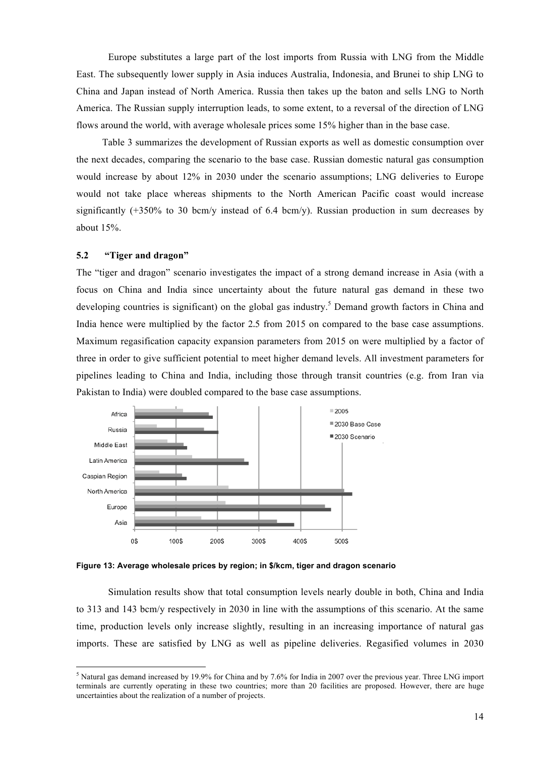Europe substitutes a large part of the lost imports from Russia with LNG from the Middle East. The subsequently lower supply in Asia induces Australia, Indonesia, and Brunei to ship LNG to China and Japan instead of North America. Russia then takes up the baton and sells LNG to North America. The Russian supply interruption leads, to some extent, to a reversal of the direction of LNG flows around the world, with average wholesale prices some 15% higher than in the base case.

Table 3 summarizes the development of Russian exports as well as domestic consumption over the next decades, comparing the scenario to the base case. Russian domestic natural gas consumption would increase by about 12% in 2030 under the scenario assumptions; LNG deliveries to Europe would not take place whereas shipments to the North American Pacific coast would increase significantly (+350% to 30 bcm/y instead of 6.4 bcm/y). Russian production in sum decreases by about 15%.

### 5.2 "Tiger and dragon"

The "tiger and dragon" scenario investigates the impact of a strong demand increase in Asia (with a focus on China and India since uncertainty about the future natural gas demand in these two developing countries is significant) on the global gas industry.[5] Demand growth factors in China and India hence were multiplied by the factor 2.5 from 2015 on compared to the base case assumptions. Maximum regasification capacity expansion parameters from 2015 on were multiplied by a factor of three in order to give sufficient potential to meet higher demand levels. All investment parameters for pipelines leading to China and India, including those through transit countries (e.g. from Iran via Pakistan to India) were doubled compared to the base case assumptions.

**Figure 13: Average wholesale prices by region; in $/kcm, tiger and dragon scenario**

Simulation results show that total consumption levels nearly double in both, China and India to 313 and 143 bcm/y respectively in 2030 in line with the assumptions of this scenario. At the same time, production levels only increase slightly, resulting in an increasing importance of natural gas imports. These are satisfied by LNG as well as pipeline deliveries. Regasified volumes in 2030

---

[5] Natural gas demand increased by 19.9% for China and by 7.6% for India in 2007 over the previous year. Three LNG import terminals are currently operating in these two countries; more than 20 facilities are proposed. However, there are huge uncertainties about the realization of a number of projects.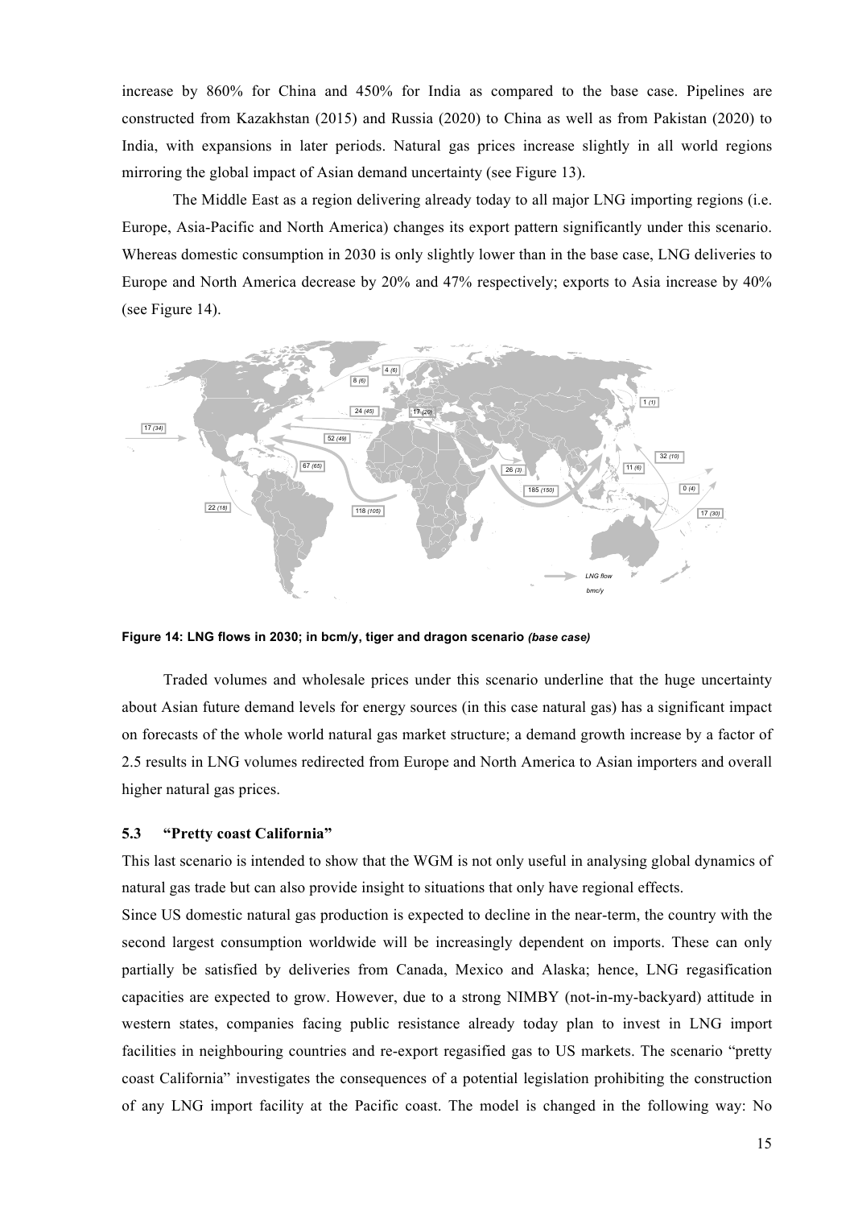increase by 860% for China and 450% for India as compared to the base case. Pipelines are constructed from Kazakhstan (2015) and Russia (2020) to China as well as from Pakistan (2020) to India, with expansions in later periods. Natural gas prices increase slightly in all world regions mirroring the global impact of Asian demand uncertainty (see Figure 13).

The Middle East as a region delivering already today to all major LNG importing regions (i.e. Europe, Asia-Pacific and North America) changes its export pattern significantly under this scenario. Whereas domestic consumption in 2030 is only slightly lower than in the base case, LNG deliveries to Europe and North America decrease by 20% and 47% respectively; exports to Asia increase by 40% (see Figure 14).

**Figure 14: LNG flows in 2030; in bcm/y, tiger and dragon scenario *(base case)***

Traded volumes and wholesale prices under this scenario underline that the huge uncertainty about Asian future demand levels for energy sources (in this case natural gas) has a significant impact on forecasts of the whole world natural gas market structure; a demand growth increase by a factor of 2.5 results in LNG volumes redirected from Europe and North America to Asian importers and overall higher natural gas prices.

### 5.3 "Pretty coast California"

This last scenario is intended to show that the WGM is not only useful in analysing global dynamics of natural gas trade but can also provide insight to situations that only have regional effects.

Since US domestic natural gas production is expected to decline in the near-term, the country with the second largest consumption worldwide will be increasingly dependent on imports. These can only partially be satisfied by deliveries from Canada, Mexico and Alaska; hence, LNG regasification capacities are expected to grow. However, due to a strong NIMBY (not-in-my-backyard) attitude in western states, companies facing public resistance already today plan to invest in LNG import facilities in neighbouring countries and re-export regasified gas to US markets. The scenario "pretty coast California" investigates the consequences of a potential legislation prohibiting the construction of any LNG import facility at the Pacific coast. The model is changed in the following way: No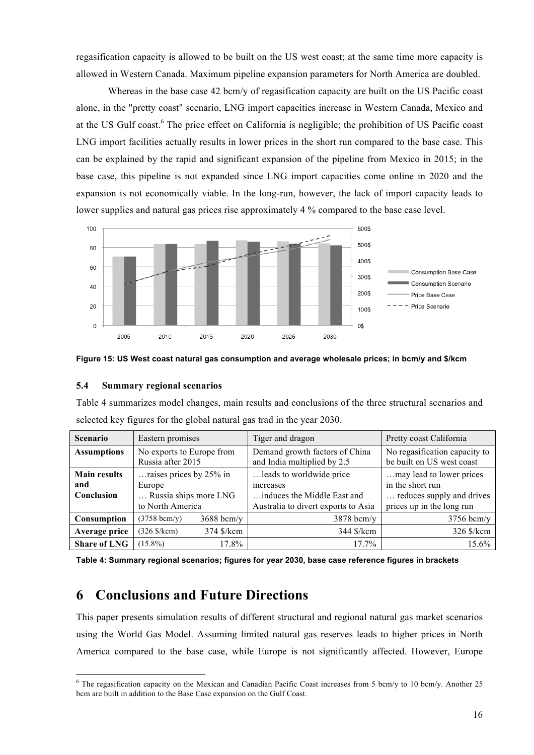regasification capacity is allowed to be built on the US west coast; at the same time more capacity is allowed in Western Canada. Maximum pipeline expansion parameters for North America are doubled.

Whereas in the base case 42 bcm/y of regasification capacity are built on the US Pacific coast alone, in the "pretty coast" scenario, LNG import capacities increase in Western Canada, Mexico and at the US Gulf coast.[6] The price effect on California is negligible; the prohibition of US Pacific coast LNG import facilities actually results in lower prices in the short run compared to the base case. This can be explained by the rapid and significant expansion of the pipeline from Mexico in 2015; in the base case, this pipeline is not expanded since LNG import capacities come online in 2020 and the expansion is not economically viable. In the long-run, however, the lack of import capacity leads to lower supplies and natural gas prices rise approximately 4 % compared to the base case level.

**Figure 15: US West coast natural gas consumption and average wholesale prices; in bcm/y and $/kcm**

### 5.4 Summary regional scenarios

Table 4 summarizes model changes, main results and conclusions of the three structural scenarios and selected key figures for the global natural gas trad in the year 2030.

| Scenario | Eastern promises | Tiger and dragon | Pretty coast California |
|---|---|---|---|
| **Assumptions** | No exports to Europe from Russia after 2015 | Demand growth factors of China and India multiplied by 2.5 | No regasification capacity to be built on US west coast |
| **Main results and Conclusion** | …raises prices by 25% in Europe … Russia ships more LNG to North America | …leads to worldwide price increases …induces the Middle East and Australia to divert exports to Asia | …may lead to lower prices in the short run … reduces supply and drives prices up in the long run |
| **Consumption** | (3758 bcm/y) 3688 bcm/y | 3878 bcm/y | 3756 bcm/y |
| **Average price** | (326 $/kcm) 374 $/kcm | 344 $/kcm | 326 $/kcm |
| **Share of LNG** | (15.8%) 17.8% | 17.7% | 15.6% |

**Table 4: Summary regional scenarios; figures for year 2030, base case reference figures in brackets**

# 6 Conclusions and Future Directions

This paper presents simulation results of different structural and regional natural gas market scenarios using the World Gas Model. Assuming limited natural gas reserves leads to higher prices in North America compared to the base case, while Europe is not significantly affected. However, Europe

---

[6] The regasification capacity on the Mexican and Canadian Pacific Coast increases from 5 bcm/y to 10 bcm/y. Another 25 bcm are built in addition to the Base Case expansion on the Gulf Coast.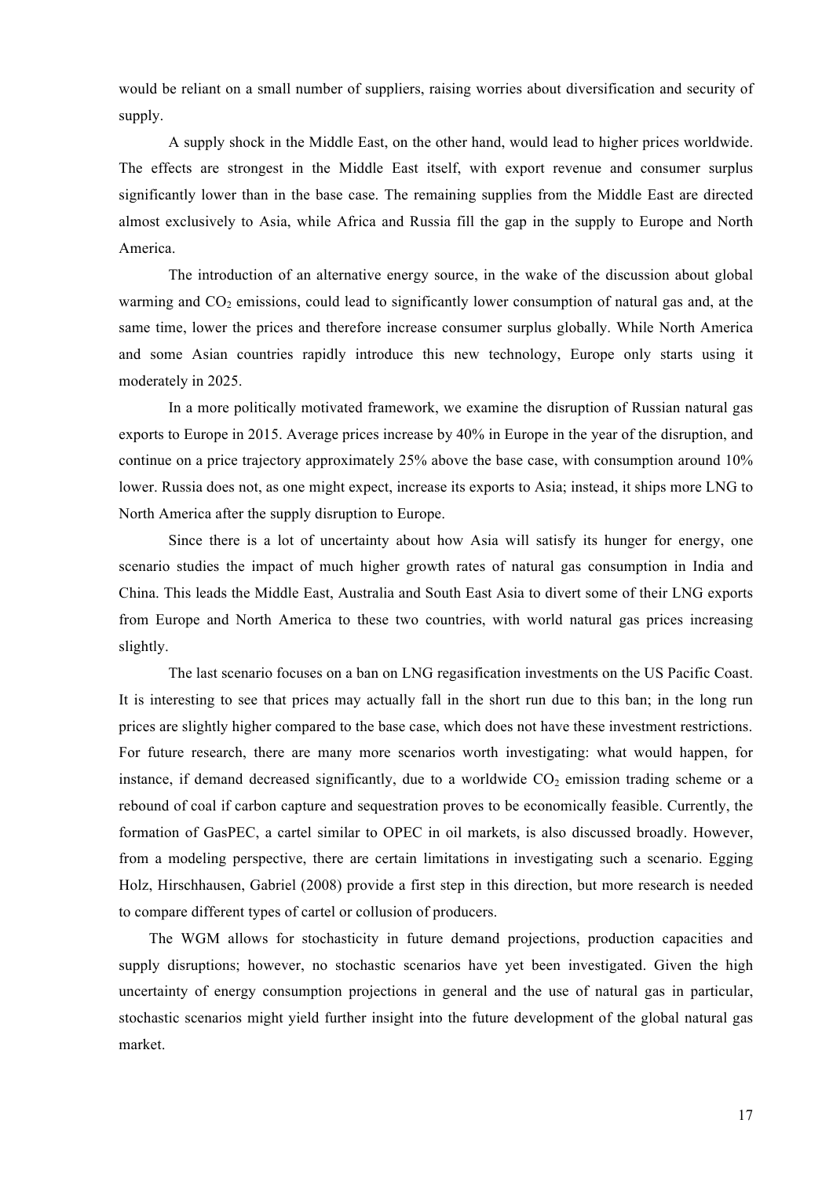would be reliant on a small number of suppliers, raising worries about diversification and security of supply.

A supply shock in the Middle East, on the other hand, would lead to higher prices worldwide. The effects are strongest in the Middle East itself, with export revenue and consumer surplus significantly lower than in the base case. The remaining supplies from the Middle East are directed almost exclusively to Asia, while Africa and Russia fill the gap in the supply to Europe and North America.

The introduction of an alternative energy source, in the wake of the discussion about global warming and $CO_2$ emissions, could lead to significantly lower consumption of natural gas and, at the same time, lower the prices and therefore increase consumer surplus globally. While North America and some Asian countries rapidly introduce this new technology, Europe only starts using it moderately in 2025.

In a more politically motivated framework, we examine the disruption of Russian natural gas exports to Europe in 2015. Average prices increase by 40% in Europe in the year of the disruption, and continue on a price trajectory approximately 25% above the base case, with consumption around 10% lower. Russia does not, as one might expect, increase its exports to Asia; instead, it ships more LNG to North America after the supply disruption to Europe.

Since there is a lot of uncertainty about how Asia will satisfy its hunger for energy, one scenario studies the impact of much higher growth rates of natural gas consumption in India and China. This leads the Middle East, Australia and South East Asia to divert some of their LNG exports from Europe and North America to these two countries, with world natural gas prices increasing slightly.

The last scenario focuses on a ban on LNG regasification investments on the US Pacific Coast. It is interesting to see that prices may actually fall in the short run due to this ban; in the long run prices are slightly higher compared to the base case, which does not have these investment restrictions. For future research, there are many more scenarios worth investigating: what would happen, for instance, if demand decreased significantly, due to a worldwide $CO_2$ emission trading scheme or a rebound of coal if carbon capture and sequestration proves to be economically feasible. Currently, the formation of GasPEC, a cartel similar to OPEC in oil markets, is also discussed broadly. However, from a modeling perspective, there are certain limitations in investigating such a scenario. Egging Holz, Hirschhausen, Gabriel (2008) provide a first step in this direction, but more research is needed to compare different types of cartel or collusion of producers.

The WGM allows for stochasticity in future demand projections, production capacities and supply disruptions; however, no stochastic scenarios have yet been investigated. Given the high uncertainty of energy consumption projections in general and the use of natural gas in particular, stochastic scenarios might yield further insight into the future development of the global natural gas market.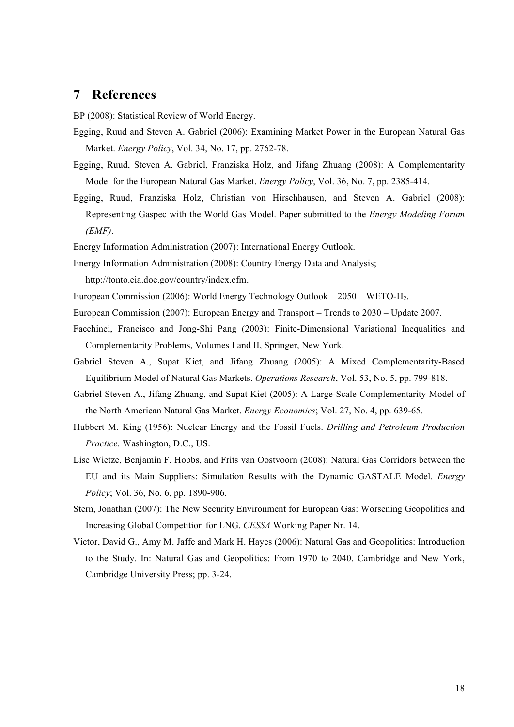# 7 References

BP (2008): Statistical Review of World Energy.

Egging, Ruud and Steven A. Gabriel (2006): Examining Market Power in the European Natural Gas Market. *Energy Policy*, Vol. 34, No. 17, pp. 2762-78.

Egging, Ruud, Steven A. Gabriel, Franziska Holz, and Jifang Zhuang (2008): A Complementarity Model for the European Natural Gas Market. *Energy Policy*, Vol. 36, No. 7, pp. 2385-414.

Egging, Ruud, Franziska Holz, Christian von Hirschhausen, and Steven A. Gabriel (2008): Representing Gaspec with the World Gas Model. Paper submitted to the *Energy Modeling Forum (EMF)*.

Energy Information Administration (2007): International Energy Outlook.

Energy Information Administration (2008): Country Energy Data and Analysis; http://tonto.eia.doe.gov/country/index.cfm.

European Commission (2006): World Energy Technology Outlook – 2050 – WETO-$H_2$.

European Commission (2007): European Energy and Transport – Trends to 2030 – Update 2007.

Facchinei, Francisco and Jong-Shi Pang (2003): Finite-Dimensional Variational Inequalities and Complementarity Problems, Volumes I and II, Springer, New York.

Gabriel Steven A., Supat Kiet, and Jifang Zhuang (2005): A Mixed Complementarity-Based Equilibrium Model of Natural Gas Markets. *Operations Research*, Vol. 53, No. 5, pp. 799-818.

Gabriel Steven A., Jifang Zhuang, and Supat Kiet (2005): A Large-Scale Complementarity Model of the North American Natural Gas Market. *Energy Economics*; Vol. 27, No. 4, pp. 639-65.

Hubbert M. King (1956): Nuclear Energy and the Fossil Fuels. *Drilling and Petroleum Production Practice.* Washington, D.C., US.

Lise Wietze, Benjamin F. Hobbs, and Frits van Oostvoorn (2008): Natural Gas Corridors between the EU and its Main Suppliers: Simulation Results with the Dynamic GASTALE Model. *Energy Policy*; Vol. 36, No. 6, pp. 1890-906.

Stern, Jonathan (2007): The New Security Environment for European Gas: Worsening Geopolitics and Increasing Global Competition for LNG. *CESSA* Working Paper Nr. 14.

Victor, David G., Amy M. Jaffe and Mark H. Hayes (2006): Natural Gas and Geopolitics: Introduction to the Study. In: Natural Gas and Geopolitics: From 1970 to 2040. Cambridge and New York, Cambridge University Press; pp. 3-24.